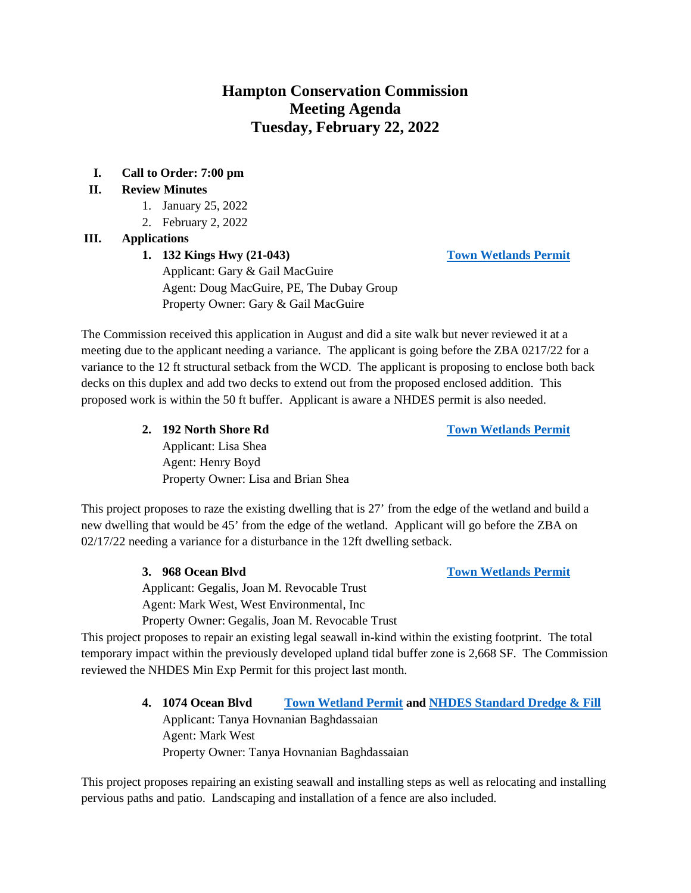# Hampton Conservation Commission
# Meeting Agenda
# Tuesday, February 22, 2022

**I. Call to Order: 7:00 pm**

**II. Review Minutes**

1. January 25, 2022
2. February 2, 2022

**III. Applications**

**1. 132 Kings Hwy (21-043)** **Town Wetlands Permit**

Applicant: Gary & Gail MacGuire
Agent: Doug MacGuire, PE, The Dubay Group
Property Owner: Gary & Gail MacGuire

The Commission received this application in August and did a site walk but never reviewed it at a meeting due to the applicant needing a variance. The applicant is going before the ZBA 0217/22 for a variance to the 12 ft structural setback from the WCD. The applicant is proposing to enclose both back decks on this duplex and add two decks to extend out from the proposed enclosed addition. This proposed work is within the 50 ft buffer. Applicant is aware a NHDES permit is also needed.

**2. 192 North Shore Rd** **Town Wetlands Permit**

Applicant: Lisa Shea
Agent: Henry Boyd
Property Owner: Lisa and Brian Shea

This project proposes to raze the existing dwelling that is 27' from the edge of the wetland and build a new dwelling that would be 45' from the edge of the wetland. Applicant will go before the ZBA on 02/17/22 needing a variance for a disturbance in the 12ft dwelling setback.

**3. 968 Ocean Blvd** **Town Wetlands Permit**

Applicant: Gegalis, Joan M. Revocable Trust
Agent: Mark West, West Environmental, Inc
Property Owner: Gegalis, Joan M. Revocable Trust

This project proposes to repair an existing legal seawall in-kind within the existing footprint. The total temporary impact within the previously developed upland tidal buffer zone is 2,668 SF. The Commission reviewed the NHDES Min Exp Permit for this project last month.

**4. 1074 Ocean Blvd** **Town Wetland Permit and NHDES Standard Dredge & Fill**

Applicant: Tanya Hovnanian Baghdassaian
Agent: Mark West
Property Owner: Tanya Hovnanian Baghdassaian

This project proposes repairing an existing seawall and installing steps as well as relocating and installing pervious paths and patio. Landscaping and installation of a fence are also included.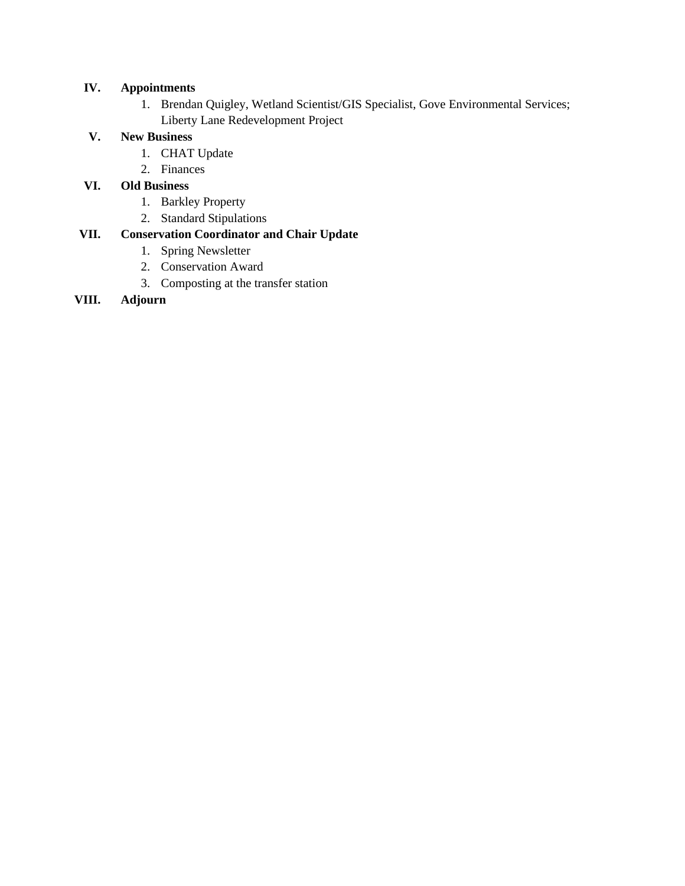**IV. Appointments**

1. Brendan Quigley, Wetland Scientist/GIS Specialist, Gove Environmental Services; Liberty Lane Redevelopment Project

**V. New Business**

1. CHAT Update
2. Finances

**VI. Old Business**

1. Barkley Property
2. Standard Stipulations

**VII. Conservation Coordinator and Chair Update**

1. Spring Newsletter
2. Conservation Award
3. Composting at the transfer station

**VIII. Adjourn**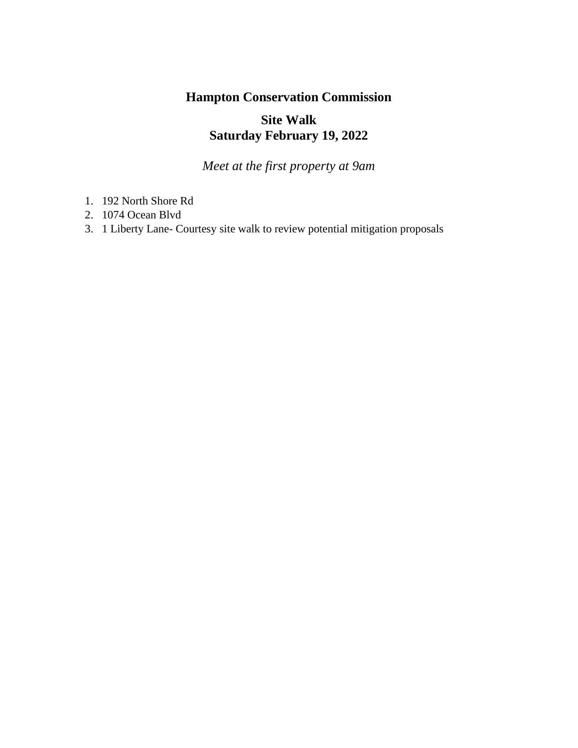# Hampton Conservation Commission

## Site Walk
## Saturday February 19, 2022

*Meet at the first property at 9am*

1. 192 North Shore Rd
2. 1074 Ocean Blvd
3. 1 Liberty Lane- Courtesy site walk to review potential mitigation proposals